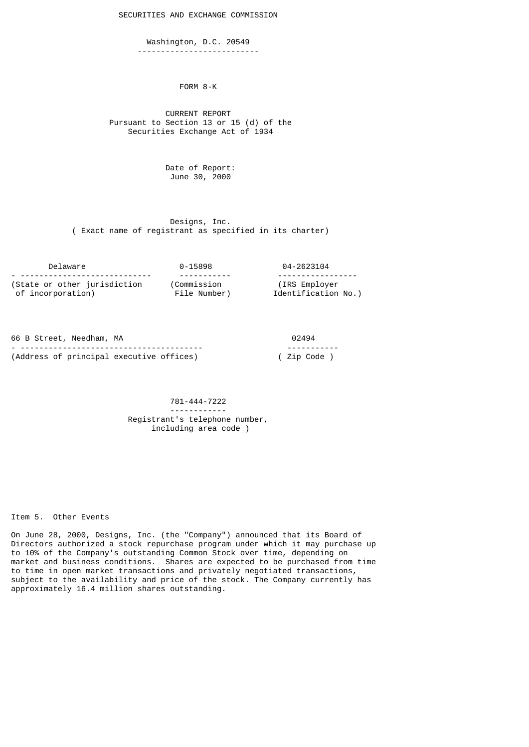SECURITIES AND EXCHANGE COMMISSION

Washington, D.C. 20549

# FORM 8-K

CURRENT REPORT
Pursuant to Section 13 or 15 (d) of the
Securities Exchange Act of 1934

Date of Report:
June 30, 2000

Designs, Inc.
( Exact name of registrant as specified in its charter)

| Delaware | 0-15898 | 04-2623104 |
|---|---|---|
| (State or other jurisdiction of incorporation) | (Commission File Number) | (IRS Employer Identification No.) |

| 66 B Street, Needham, MA | 02494 |
|---|---|
| (Address of principal executive offices) | ( Zip Code ) |

781-444-7222
Registrant's telephone number, including area code )

Item 5. Other Events

On June 28, 2000, Designs, Inc. (the "Company") announced that its Board of Directors authorized a stock repurchase program under which it may purchase up to 10% of the Company's outstanding Common Stock over time, depending on market and business conditions. Shares are expected to be purchased from time to time in open market transactions and privately negotiated transactions, subject to the availability and price of the stock. The Company currently has approximately 16.4 million shares outstanding.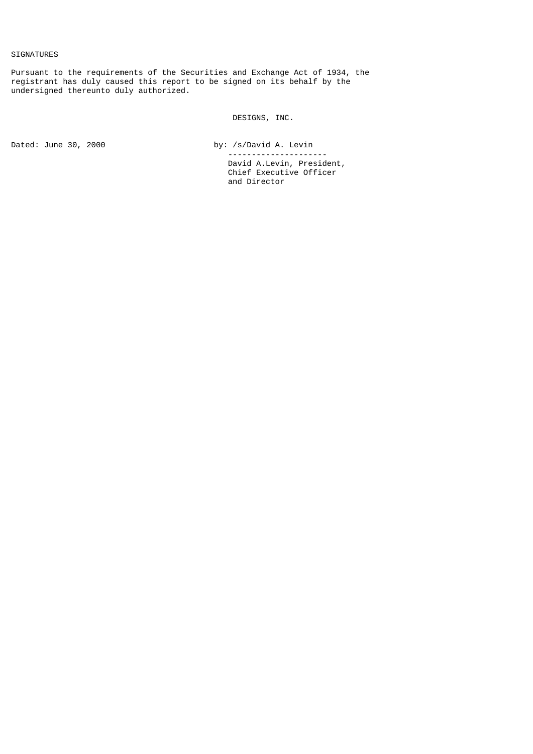SIGNATURES

Pursuant to the requirements of the Securities and Exchange Act of 1934, the registrant has duly caused this report to be signed on its behalf by the undersigned thereunto duly authorized.

DESIGNS, INC.

Dated: June 30, 2000

by: /s/David A. Levin

---------------------

David A.Levin, President,
Chief Executive Officer
and Director